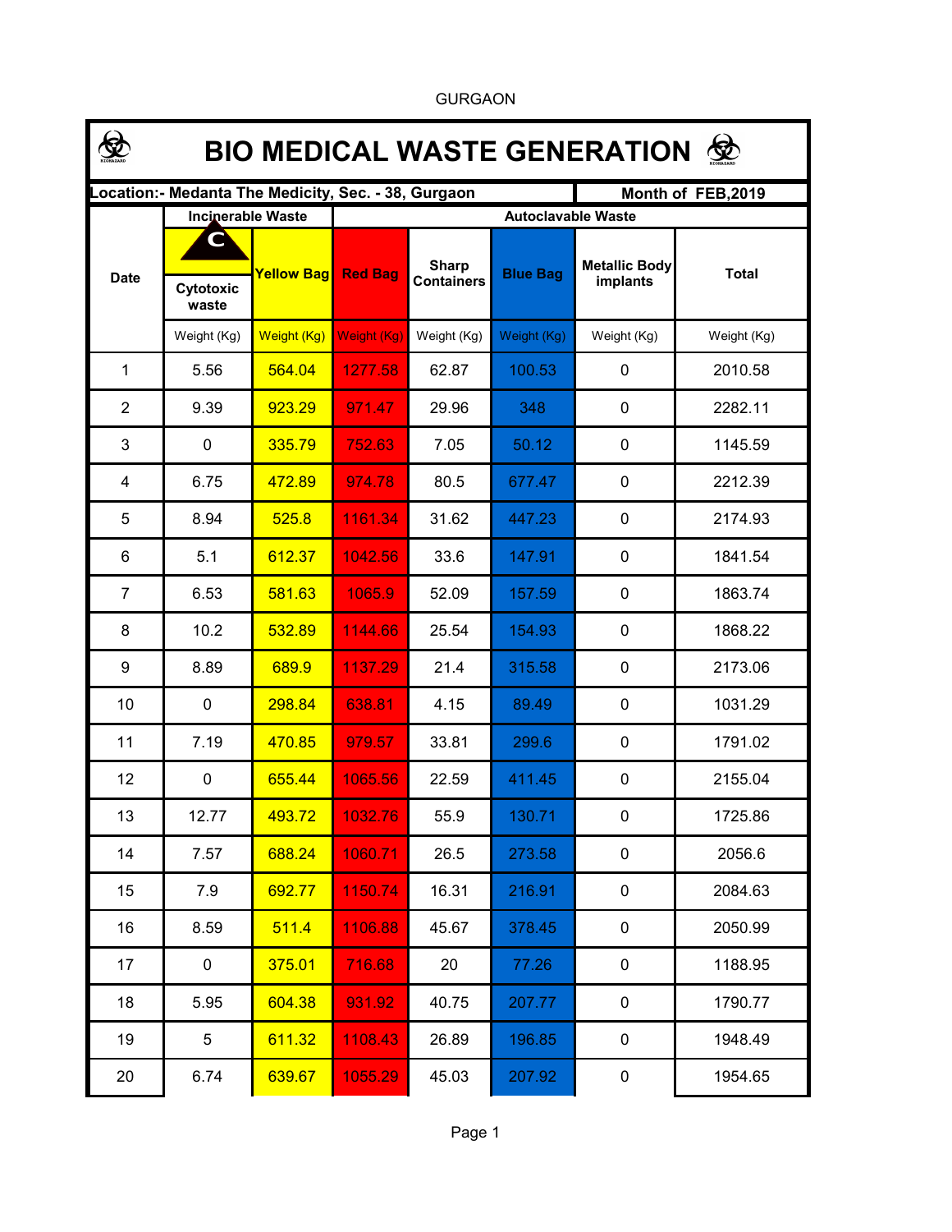GURGAON

# BIO MEDICAL WASTE GENERATION

**Location:- Medanta The Medicity, Sec. - 38, Gurgaon** | **Month of FEB,2019**

| Date | Incinerable Waste | | Autoclavable Waste | | | | Total |
|---|---|---|---|---|---|---|---|
| | Cytotoxic waste | Yellow Bag | Red Bag | Sharp Containers | Blue Bag | Metallic Body implants | Total |
| | Weight (Kg) | Weight (Kg) | Weight (Kg) | Weight (Kg) | Weight (Kg) | Weight (Kg) | Weight (Kg) |
| 1 | 5.56 | 564.04 | 1277.58 | 62.87 | 100.53 | 0 | 2010.58 |
| 2 | 9.39 | 923.29 | 971.47 | 29.96 | 348 | 0 | 2282.11 |
| 3 | 0 | 335.79 | 752.63 | 7.05 | 50.12 | 0 | 1145.59 |
| 4 | 6.75 | 472.89 | 974.78 | 80.5 | 677.47 | 0 | 2212.39 |
| 5 | 8.94 | 525.8 | 1161.34 | 31.62 | 447.23 | 0 | 2174.93 |
| 6 | 5.1 | 612.37 | 1042.56 | 33.6 | 147.91 | 0 | 1841.54 |
| 7 | 6.53 | 581.63 | 1065.9 | 52.09 | 157.59 | 0 | 1863.74 |
| 8 | 10.2 | 532.89 | 1144.66 | 25.54 | 154.93 | 0 | 1868.22 |
| 9 | 8.89 | 689.9 | 1137.29 | 21.4 | 315.58 | 0 | 2173.06 |
| 10 | 0 | 298.84 | 638.81 | 4.15 | 89.49 | 0 | 1031.29 |
| 11 | 7.19 | 470.85 | 979.57 | 33.81 | 299.6 | 0 | 1791.02 |
| 12 | 0 | 655.44 | 1065.56 | 22.59 | 411.45 | 0 | 2155.04 |
| 13 | 12.77 | 493.72 | 1032.76 | 55.9 | 130.71 | 0 | 1725.86 |
| 14 | 7.57 | 688.24 | 1060.71 | 26.5 | 273.58 | 0 | 2056.6 |
| 15 | 7.9 | 692.77 | 1150.74 | 16.31 | 216.91 | 0 | 2084.63 |
| 16 | 8.59 | 511.4 | 1106.88 | 45.67 | 378.45 | 0 | 2050.99 |
| 17 | 0 | 375.01 | 716.68 | 20 | 77.26 | 0 | 1188.95 |
| 18 | 5.95 | 604.38 | 931.92 | 40.75 | 207.77 | 0 | 1790.77 |
| 19 | 5 | 611.32 | 1108.43 | 26.89 | 196.85 | 0 | 1948.49 |
| 20 | 6.74 | 639.67 | 1055.29 | 45.03 | 207.92 | 0 | 1954.65 |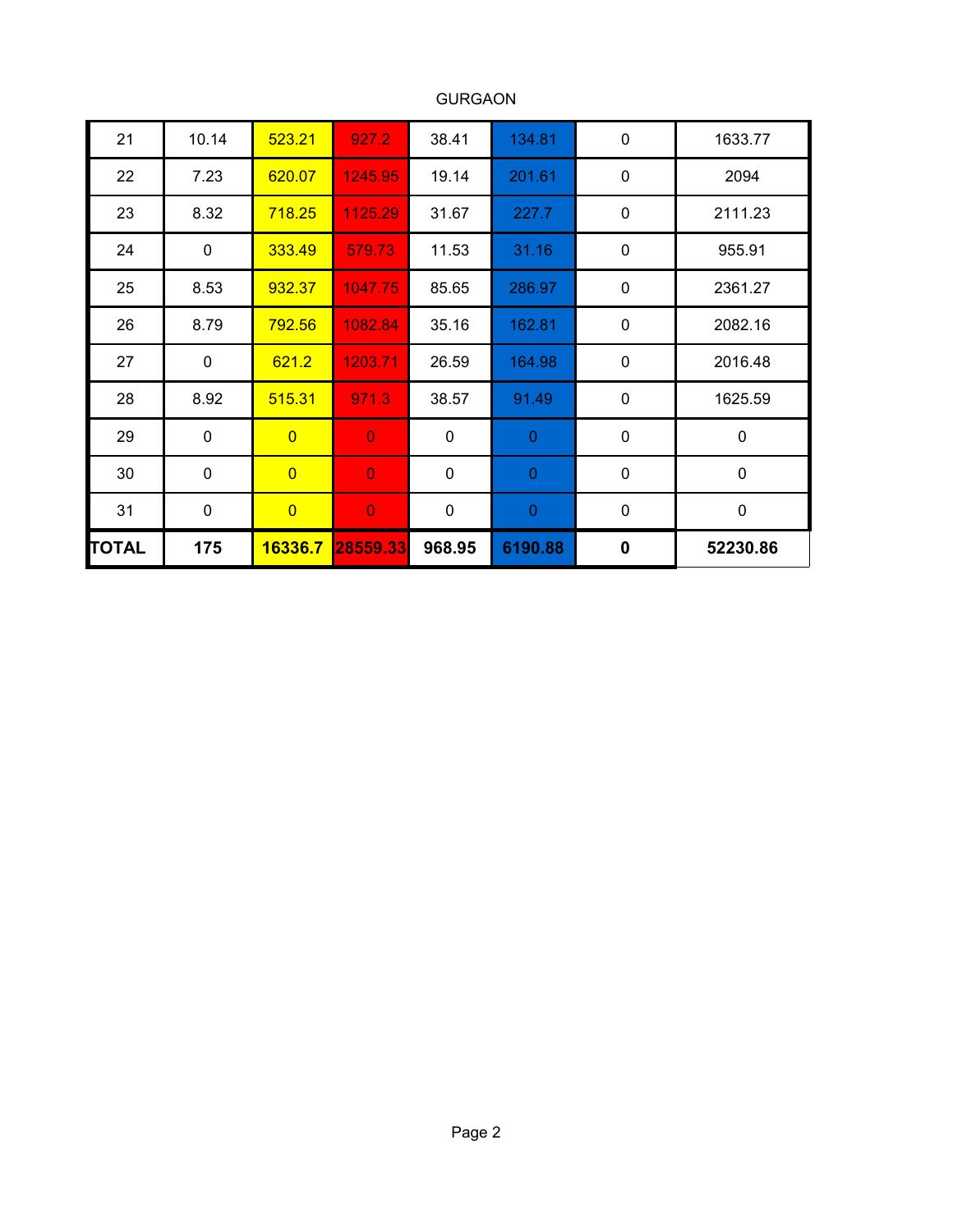GURGAON

| | | | | | | | |
|---|---|---|---|---|---|---|---|
| 21 | 10.14 | 523.21 | 927.2 | 38.41 | 134.81 | 0 | 1633.77 |
| 22 | 7.23 | 620.07 | 1245.95 | 19.14 | 201.61 | 0 | 2094 |
| 23 | 8.32 | 718.25 | 1125.29 | 31.67 | 227.7 | 0 | 2111.23 |
| 24 | 0 | 333.49 | 579.73 | 11.53 | 31.16 | 0 | 955.91 |
| 25 | 8.53 | 932.37 | 1047.75 | 85.65 | 286.97 | 0 | 2361.27 |
| 26 | 8.79 | 792.56 | 1082.84 | 35.16 | 162.81 | 0 | 2082.16 |
| 27 | 0 | 621.2 | 1203.71 | 26.59 | 164.98 | 0 | 2016.48 |
| 28 | 8.92 | 515.31 | 971.3 | 38.57 | 91.49 | 0 | 1625.59 |
| 29 | 0 | 0 | 0 | 0 | 0 | 0 | 0 |
| 30 | 0 | 0 | 0 | 0 | 0 | 0 | 0 |
| 31 | 0 | 0 | 0 | 0 | 0 | 0 | 0 |
| **TOTAL** | **175** | **16336.7** | **28559.33** | **968.95** | **6190.88** | **0** | **52230.86** |